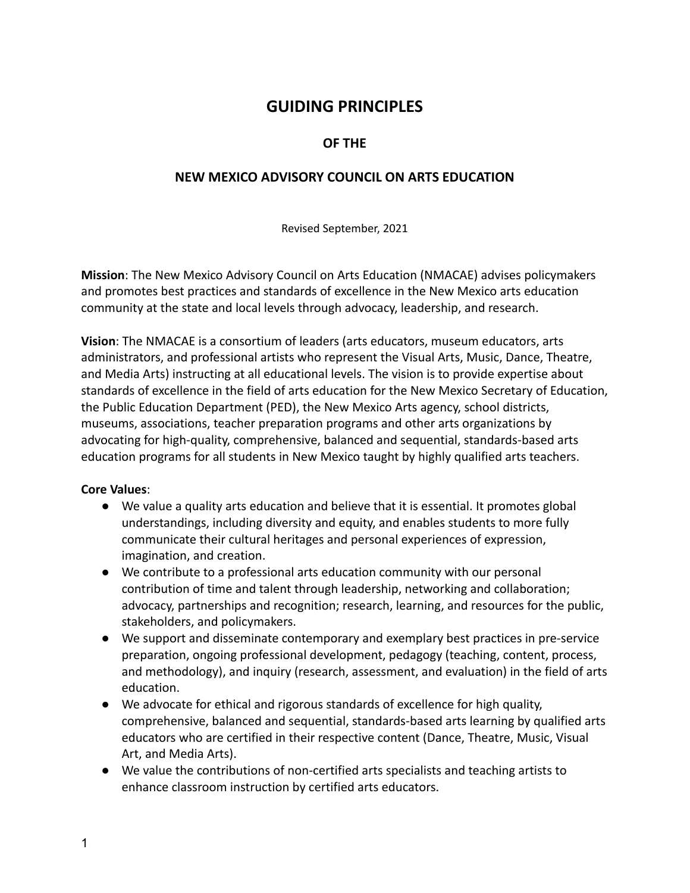# GUIDING PRINCIPLES

## OF THE

## NEW MEXICO ADVISORY COUNCIL ON ARTS EDUCATION

Revised September, 2021

**Mission**: The New Mexico Advisory Council on Arts Education (NMACAE) advises policymakers and promotes best practices and standards of excellence in the New Mexico arts education community at the state and local levels through advocacy, leadership, and research.

**Vision**: The NMACAE is a consortium of leaders (arts educators, museum educators, arts administrators, and professional artists who represent the Visual Arts, Music, Dance, Theatre, and Media Arts) instructing at all educational levels. The vision is to provide expertise about standards of excellence in the field of arts education for the New Mexico Secretary of Education, the Public Education Department (PED), the New Mexico Arts agency, school districts, museums, associations, teacher preparation programs and other arts organizations by advocating for high-quality, comprehensive, balanced and sequential, standards-based arts education programs for all students in New Mexico taught by highly qualified arts teachers.

**Core Values**:

- We value a quality arts education and believe that it is essential. It promotes global understandings, including diversity and equity, and enables students to more fully communicate their cultural heritages and personal experiences of expression, imagination, and creation.
- We contribute to a professional arts education community with our personal contribution of time and talent through leadership, networking and collaboration; advocacy, partnerships and recognition; research, learning, and resources for the public, stakeholders, and policymakers.
- We support and disseminate contemporary and exemplary best practices in pre-service preparation, ongoing professional development, pedagogy (teaching, content, process, and methodology), and inquiry (research, assessment, and evaluation) in the field of arts education.
- We advocate for ethical and rigorous standards of excellence for high quality, comprehensive, balanced and sequential, standards-based arts learning by qualified arts educators who are certified in their respective content (Dance, Theatre, Music, Visual Art, and Media Arts).
- We value the contributions of non-certified arts specialists and teaching artists to enhance classroom instruction by certified arts educators.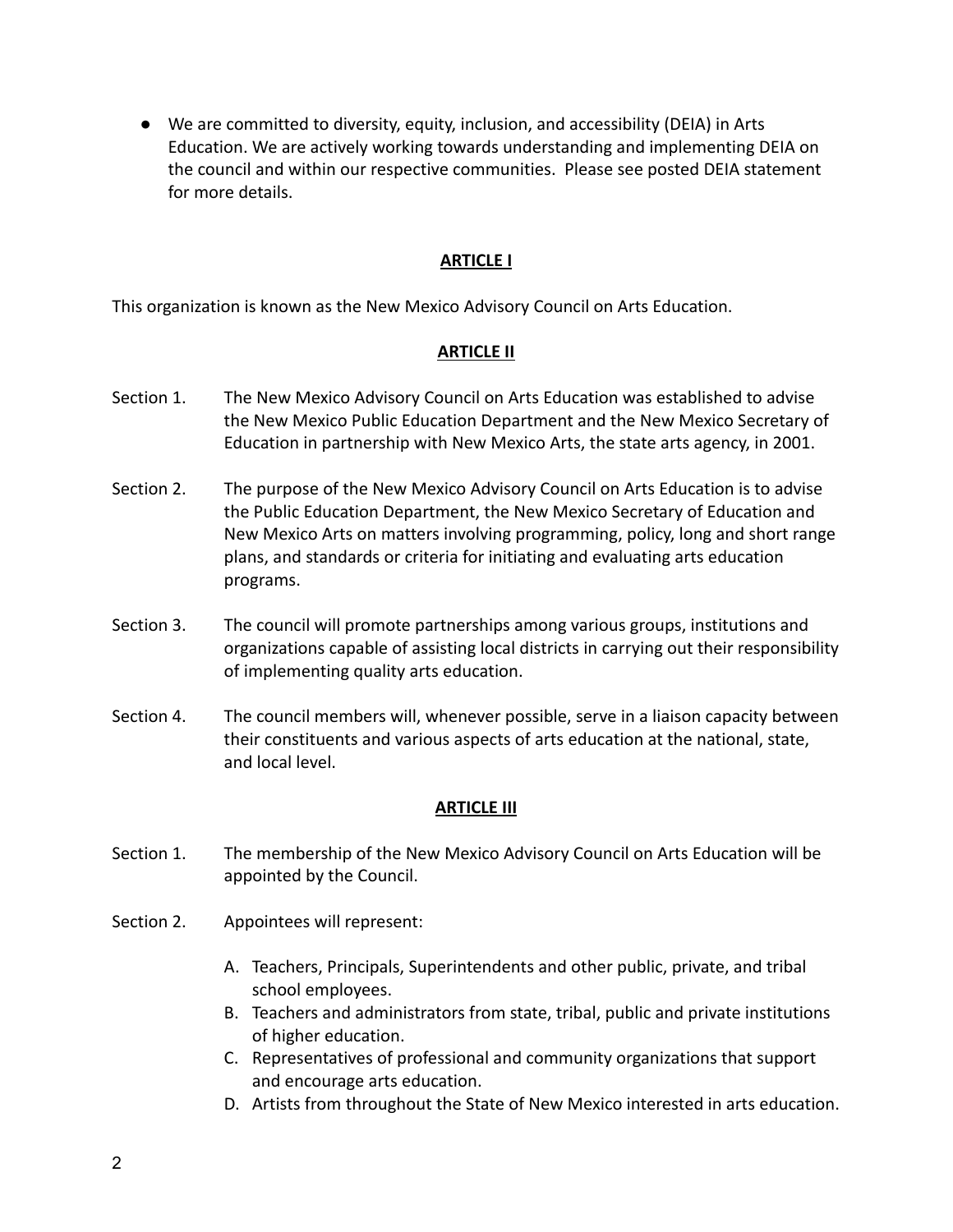- We are committed to diversity, equity, inclusion, and accessibility (DEIA) in Arts Education. We are actively working towards understanding and implementing DEIA on the council and within our respective communities. Please see posted DEIA statement for more details.

## ARTICLE I

This organization is known as the New Mexico Advisory Council on Arts Education.

## ARTICLE II

Section 1. The New Mexico Advisory Council on Arts Education was established to advise the New Mexico Public Education Department and the New Mexico Secretary of Education in partnership with New Mexico Arts, the state arts agency, in 2001.

Section 2. The purpose of the New Mexico Advisory Council on Arts Education is to advise the Public Education Department, the New Mexico Secretary of Education and New Mexico Arts on matters involving programming, policy, long and short range plans, and standards or criteria for initiating and evaluating arts education programs.

Section 3. The council will promote partnerships among various groups, institutions and organizations capable of assisting local districts in carrying out their responsibility of implementing quality arts education.

Section 4. The council members will, whenever possible, serve in a liaison capacity between their constituents and various aspects of arts education at the national, state, and local level.

## ARTICLE III

Section 1. The membership of the New Mexico Advisory Council on Arts Education will be appointed by the Council.

Section 2. Appointees will represent:

A. Teachers, Principals, Superintendents and other public, private, and tribal school employees.
B. Teachers and administrators from state, tribal, public and private institutions of higher education.
C. Representatives of professional and community organizations that support and encourage arts education.
D. Artists from throughout the State of New Mexico interested in arts education.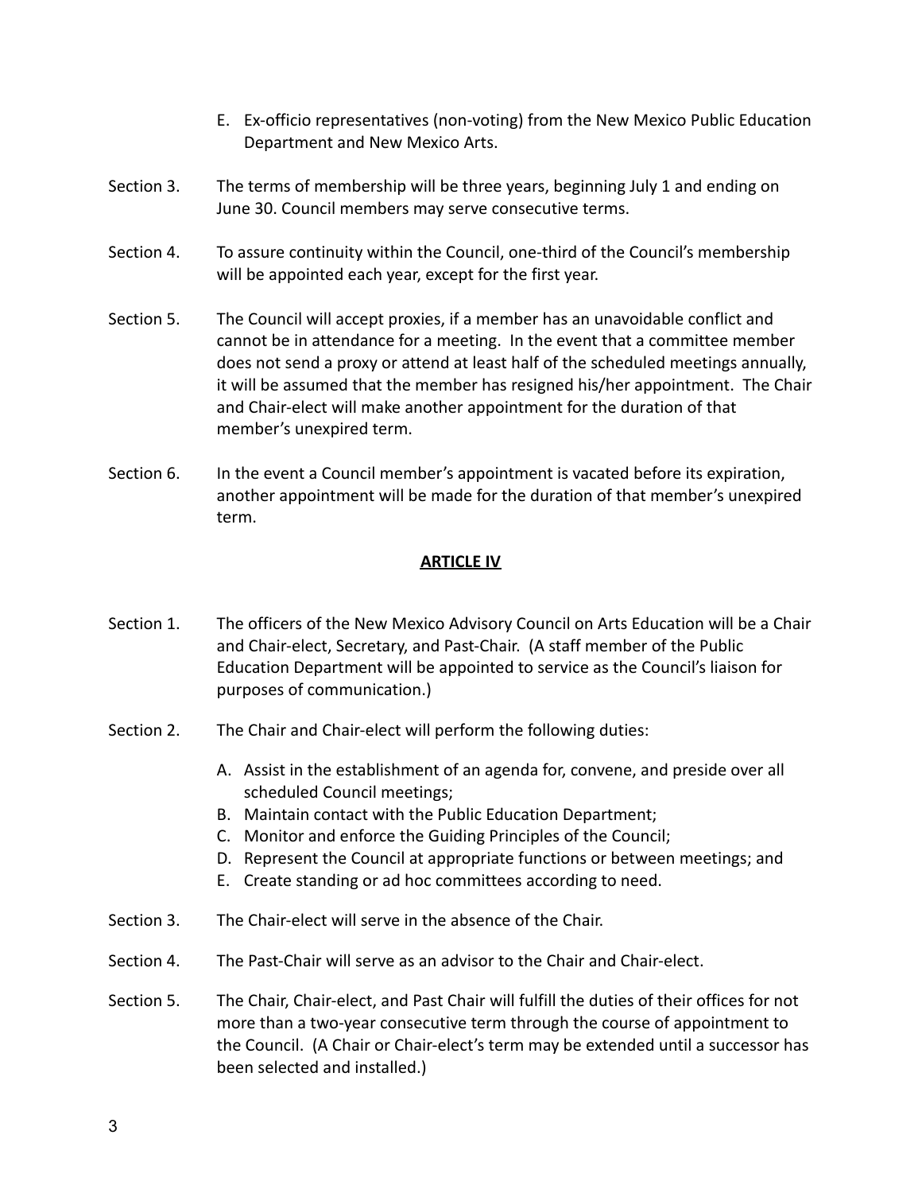E. Ex-officio representatives (non-voting) from the New Mexico Public Education Department and New Mexico Arts.

Section 3. The terms of membership will be three years, beginning July 1 and ending on June 30. Council members may serve consecutive terms.

Section 4. To assure continuity within the Council, one-third of the Council's membership will be appointed each year, except for the first year.

Section 5. The Council will accept proxies, if a member has an unavoidable conflict and cannot be in attendance for a meeting. In the event that a committee member does not send a proxy or attend at least half of the scheduled meetings annually, it will be assumed that the member has resigned his/her appointment. The Chair and Chair-elect will make another appointment for the duration of that member's unexpired term.

Section 6. In the event a Council member's appointment is vacated before its expiration, another appointment will be made for the duration of that member's unexpired term.

## ARTICLE IV

Section 1. The officers of the New Mexico Advisory Council on Arts Education will be a Chair and Chair-elect, Secretary, and Past-Chair. (A staff member of the Public Education Department will be appointed to service as the Council's liaison for purposes of communication.)

Section 2. The Chair and Chair-elect will perform the following duties:

A. Assist in the establishment of an agenda for, convene, and preside over all scheduled Council meetings;
B. Maintain contact with the Public Education Department;
C. Monitor and enforce the Guiding Principles of the Council;
D. Represent the Council at appropriate functions or between meetings; and
E. Create standing or ad hoc committees according to need.

Section 3. The Chair-elect will serve in the absence of the Chair.

Section 4. The Past-Chair will serve as an advisor to the Chair and Chair-elect.

Section 5. The Chair, Chair-elect, and Past Chair will fulfill the duties of their offices for not more than a two-year consecutive term through the course of appointment to the Council. (A Chair or Chair-elect's term may be extended until a successor has been selected and installed.)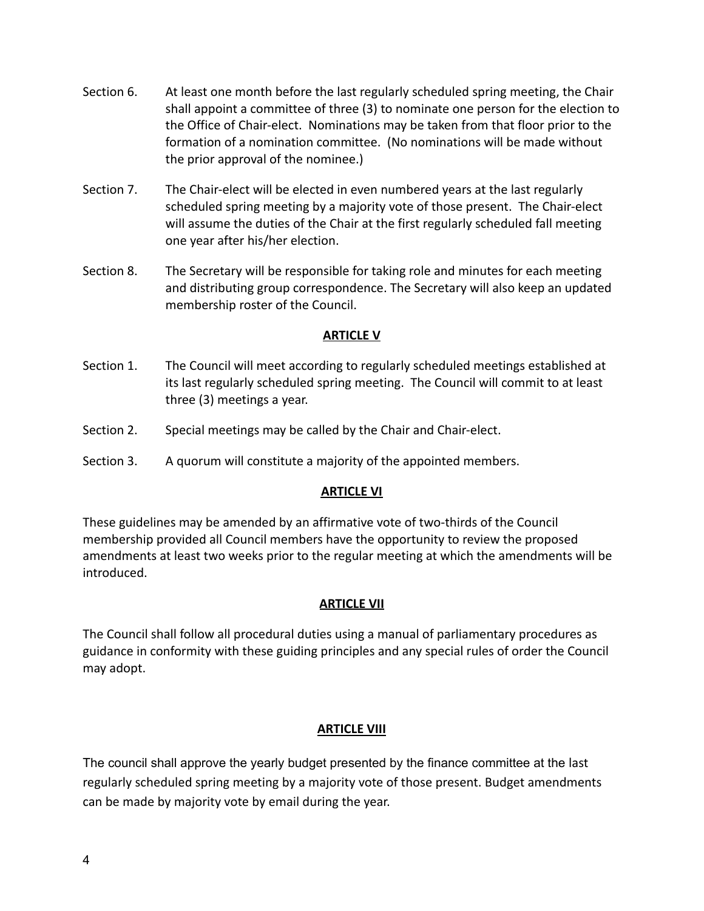Section 6. At least one month before the last regularly scheduled spring meeting, the Chair shall appoint a committee of three (3) to nominate one person for the election to the Office of Chair-elect. Nominations may be taken from that floor prior to the formation of a nomination committee. (No nominations will be made without the prior approval of the nominee.)

Section 7. The Chair-elect will be elected in even numbered years at the last regularly scheduled spring meeting by a majority vote of those present. The Chair-elect will assume the duties of the Chair at the first regularly scheduled fall meeting one year after his/her election.

Section 8. The Secretary will be responsible for taking role and minutes for each meeting and distributing group correspondence. The Secretary will also keep an updated membership roster of the Council.

## ARTICLE V

Section 1. The Council will meet according to regularly scheduled meetings established at its last regularly scheduled spring meeting. The Council will commit to at least three (3) meetings a year.

Section 2. Special meetings may be called by the Chair and Chair-elect.

Section 3. A quorum will constitute a majority of the appointed members.

## ARTICLE VI

These guidelines may be amended by an affirmative vote of two-thirds of the Council membership provided all Council members have the opportunity to review the proposed amendments at least two weeks prior to the regular meeting at which the amendments will be introduced.

## ARTICLE VII

The Council shall follow all procedural duties using a manual of parliamentary procedures as guidance in conformity with these guiding principles and any special rules of order the Council may adopt.

## ARTICLE VIII

The council shall approve the yearly budget presented by the finance committee at the last regularly scheduled spring meeting by a majority vote of those present. Budget amendments can be made by majority vote by email during the year.